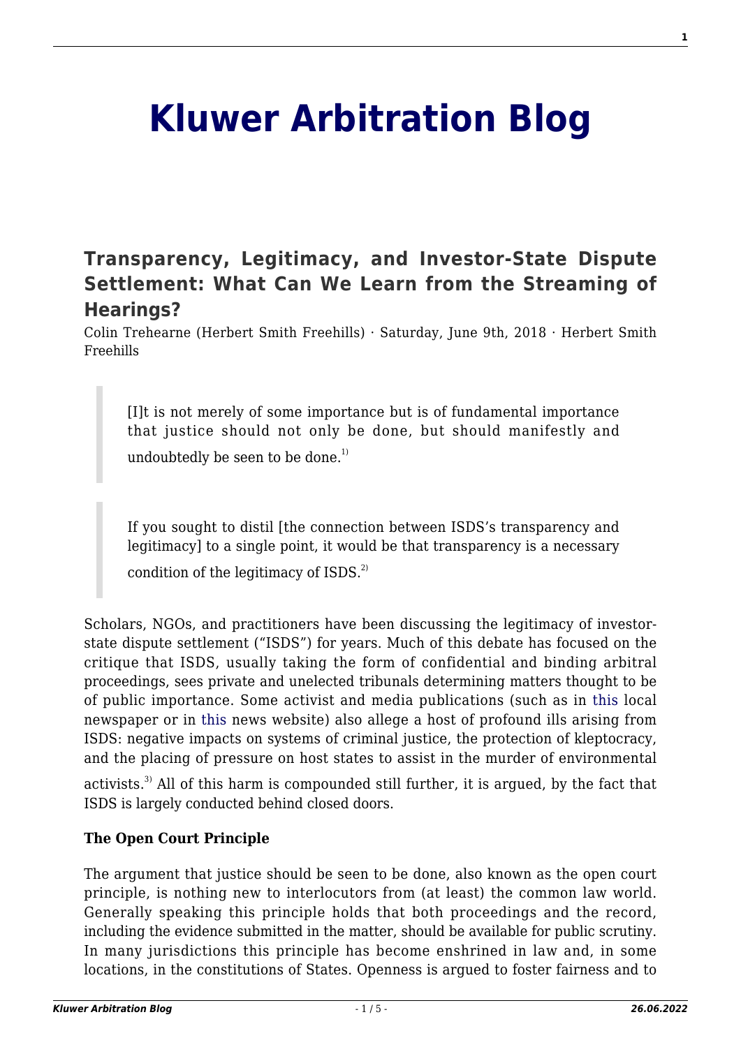# Kluwer Arbitration Blog

## Transparency, Legitimacy, and Investor-State Dispute Settlement: What Can We Learn from the Streaming of Hearings?

Colin Trehearne (Herbert Smith Freehills) · Saturday, June 9th, 2018 · Herbert Smith Freehills

> [I]t is not merely of some importance but is of fundamental importance that justice should not only be done, but should manifestly and undoubtedly be seen to be done.[1]

> If you sought to distil [the connection between ISDS's transparency and legitimacy] to a single point, it would be that transparency is a necessary condition of the legitimacy of ISDS.[2]

Scholars, NGOs, and practitioners have been discussing the legitimacy of investor-state dispute settlement ("ISDS") for years. Much of this debate has focused on the critique that ISDS, usually taking the form of confidential and binding arbitral proceedings, sees private and unelected tribunals determining matters thought to be of public importance. Some activist and media publications (such as in this local newspaper or in this news website) also allege a host of profound ills arising from ISDS: negative impacts on systems of criminal justice, the protection of kleptocracy, and the placing of pressure on host states to assist in the murder of environmental activists.[3] All of this harm is compounded still further, it is argued, by the fact that ISDS is largely conducted behind closed doors.

**The Open Court Principle**

The argument that justice should be seen to be done, also known as the open court principle, is nothing new to interlocutors from (at least) the common law world. Generally speaking this principle holds that both proceedings and the record, including the evidence submitted in the matter, should be available for public scrutiny. In many jurisdictions this principle has become enshrined in law and, in some locations, in the constitutions of States. Openness is argued to foster fairness and to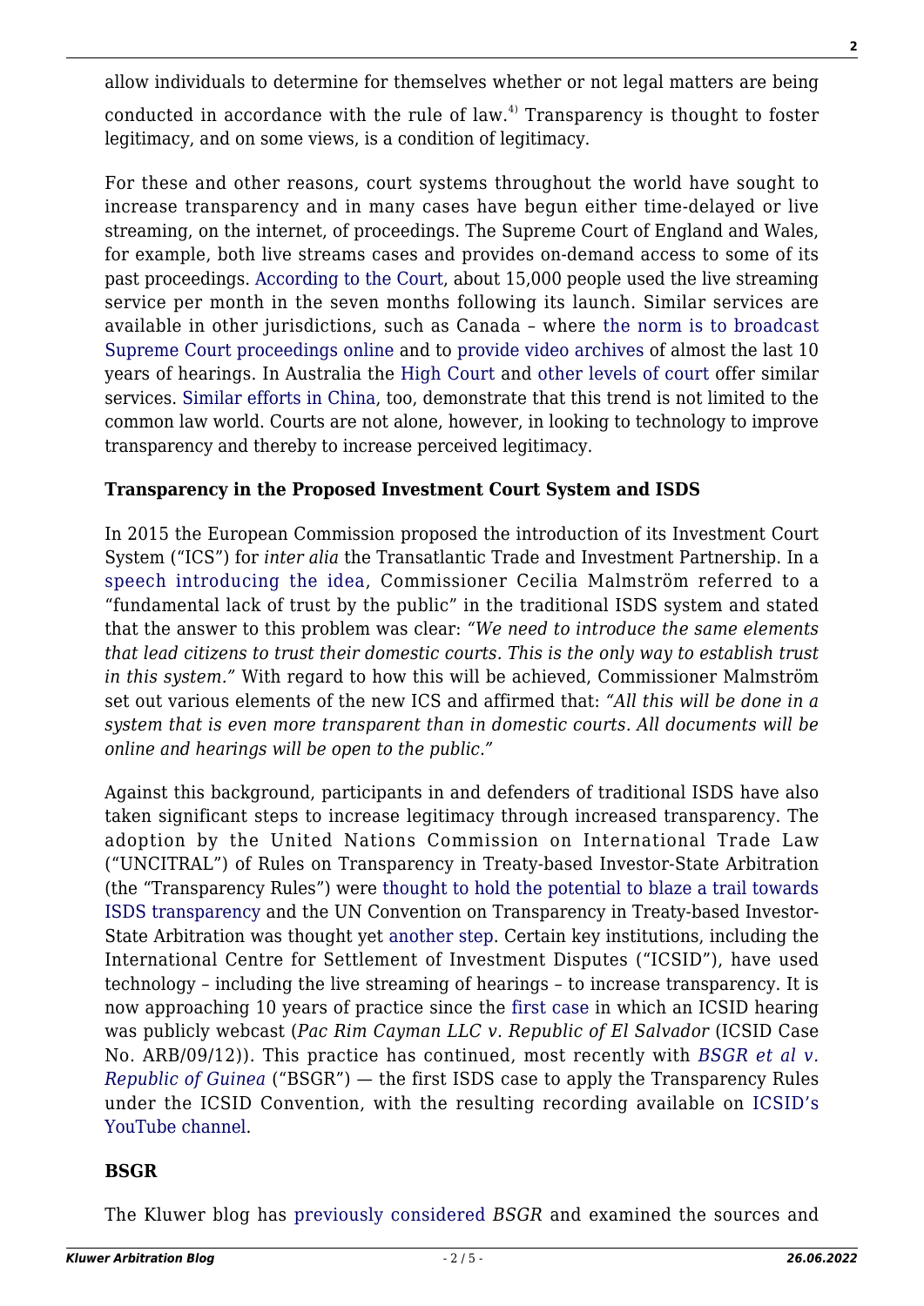allow individuals to determine for themselves whether or not legal matters are being conducted in accordance with the rule of law.[4] Transparency is thought to foster legitimacy, and on some views, is a condition of legitimacy.

For these and other reasons, court systems throughout the world have sought to increase transparency and in many cases have begun either time-delayed or live streaming, on the internet, of proceedings. The Supreme Court of England and Wales, for example, both live streams cases and provides on-demand access to some of its past proceedings. According to the Court, about 15,000 people used the live streaming service per month in the seven months following its launch. Similar services are available in other jurisdictions, such as Canada – where the norm is to broadcast Supreme Court proceedings online and to provide video archives of almost the last 10 years of hearings. In Australia the High Court and other levels of court offer similar services. Similar efforts in China, too, demonstrate that this trend is not limited to the common law world. Courts are not alone, however, in looking to technology to improve transparency and thereby to increase perceived legitimacy.

**Transparency in the Proposed Investment Court System and ISDS**

In 2015 the European Commission proposed the introduction of its Investment Court System ("ICS") for *inter alia* the Transatlantic Trade and Investment Partnership. In a speech introducing the idea, Commissioner Cecilia Malmström referred to a "fundamental lack of trust by the public" in the traditional ISDS system and stated that the answer to this problem was clear: *"We need to introduce the same elements that lead citizens to trust their domestic courts. This is the only way to establish trust in this system."* With regard to how this will be achieved, Commissioner Malmström set out various elements of the new ICS and affirmed that: *"All this will be done in a system that is even more transparent than in domestic courts. All documents will be online and hearings will be open to the public."*

Against this background, participants in and defenders of traditional ISDS have also taken significant steps to increase legitimacy through increased transparency. The adoption by the United Nations Commission on International Trade Law ("UNCITRAL") of Rules on Transparency in Treaty-based Investor-State Arbitration (the "Transparency Rules") were thought to hold the potential to blaze a trail towards ISDS transparency and the UN Convention on Transparency in Treaty-based Investor-State Arbitration was thought yet another step. Certain key institutions, including the International Centre for Settlement of Investment Disputes ("ICSID"), have used technology – including the live streaming of hearings – to increase transparency. It is now approaching 10 years of practice since the first case in which an ICSID hearing was publicly webcast (*Pac Rim Cayman LLC v. Republic of El Salvador* (ICSID Case No. ARB/09/12)). This practice has continued, most recently with *BSGR et al v. Republic of Guinea* ("BSGR") — the first ISDS case to apply the Transparency Rules under the ICSID Convention, with the resulting recording available on ICSID's YouTube channel.

**BSGR**

The Kluwer blog has previously considered *BSGR* and examined the sources and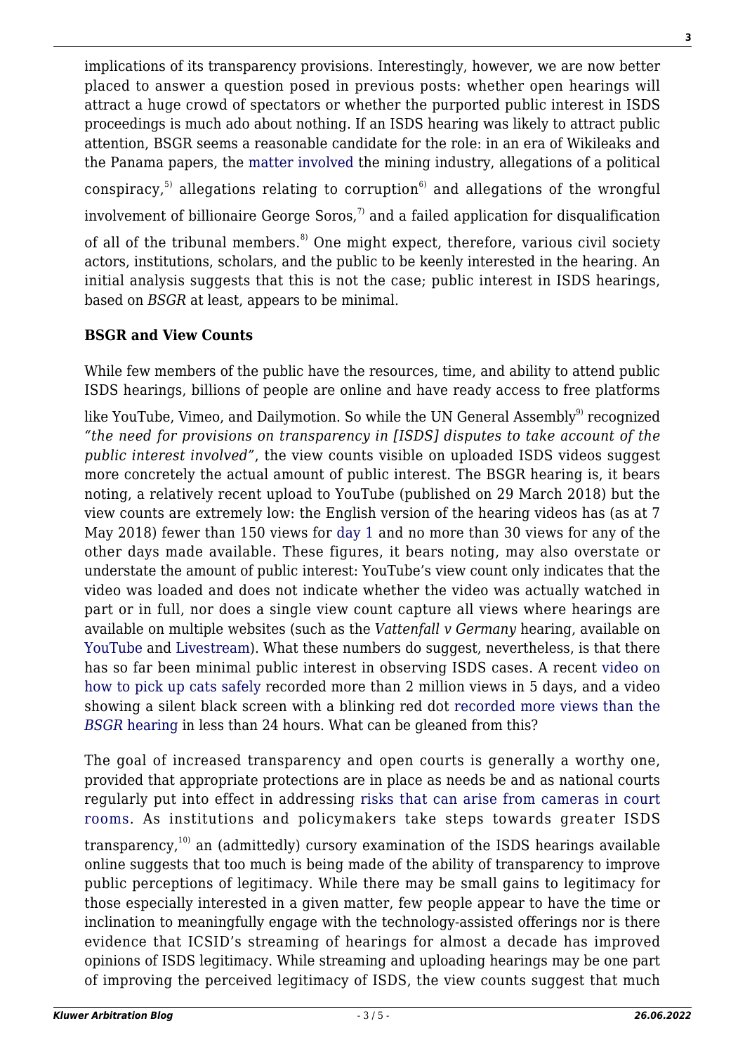implications of its transparency provisions. Interestingly, however, we are now better placed to answer a question posed in previous posts: whether open hearings will attract a huge crowd of spectators or whether the purported public interest in ISDS proceedings is much ado about nothing. If an ISDS hearing was likely to attract public attention, BSGR seems a reasonable candidate for the role: in an era of Wikileaks and the Panama papers, the matter involved the mining industry, allegations of a political conspiracy,[5] allegations relating to corruption[6] and allegations of the wrongful involvement of billionaire George Soros,[7] and a failed application for disqualification of all of the tribunal members.[8] One might expect, therefore, various civil society actors, institutions, scholars, and the public to be keenly interested in the hearing. An initial analysis suggests that this is not the case; public interest in ISDS hearings, based on *BSGR* at least, appears to be minimal.

**BSGR and View Counts**

While few members of the public have the resources, time, and ability to attend public ISDS hearings, billions of people are online and have ready access to free platforms like YouTube, Vimeo, and Dailymotion. So while the UN General Assembly[9] recognized *"the need for provisions on transparency in [ISDS] disputes to take account of the public interest involved"*, the view counts visible on uploaded ISDS videos suggest more concretely the actual amount of public interest. The BSGR hearing is, it bears noting, a relatively recent upload to YouTube (published on 29 March 2018) but the view counts are extremely low: the English version of the hearing videos has (as at 7 May 2018) fewer than 150 views for day 1 and no more than 30 views for any of the other days made available. These figures, it bears noting, may also overstate or understate the amount of public interest: YouTube's view count only indicates that the video was loaded and does not indicate whether the video was actually watched in part or in full, nor does a single view count capture all views where hearings are available on multiple websites (such as the *Vattenfall v Germany* hearing, available on YouTube and Livestream). What these numbers do suggest, nevertheless, is that there has so far been minimal public interest in observing ISDS cases. A recent video on how to pick up cats safely recorded more than 2 million views in 5 days, and a video showing a silent black screen with a blinking red dot recorded more views than the *BSGR* hearing in less than 24 hours. What can be gleaned from this?

The goal of increased transparency and open courts is generally a worthy one, provided that appropriate protections are in place as needs be and as national courts regularly put into effect in addressing risks that can arise from cameras in court rooms. As institutions and policymakers take steps towards greater ISDS transparency,[10] an (admittedly) cursory examination of the ISDS hearings available online suggests that too much is being made of the ability of transparency to improve public perceptions of legitimacy. While there may be small gains to legitimacy for those especially interested in a given matter, few people appear to have the time or inclination to meaningfully engage with the technology-assisted offerings nor is there evidence that ICSID's streaming of hearings for almost a decade has improved opinions of ISDS legitimacy. While streaming and uploading hearings may be one part of improving the perceived legitimacy of ISDS, the view counts suggest that much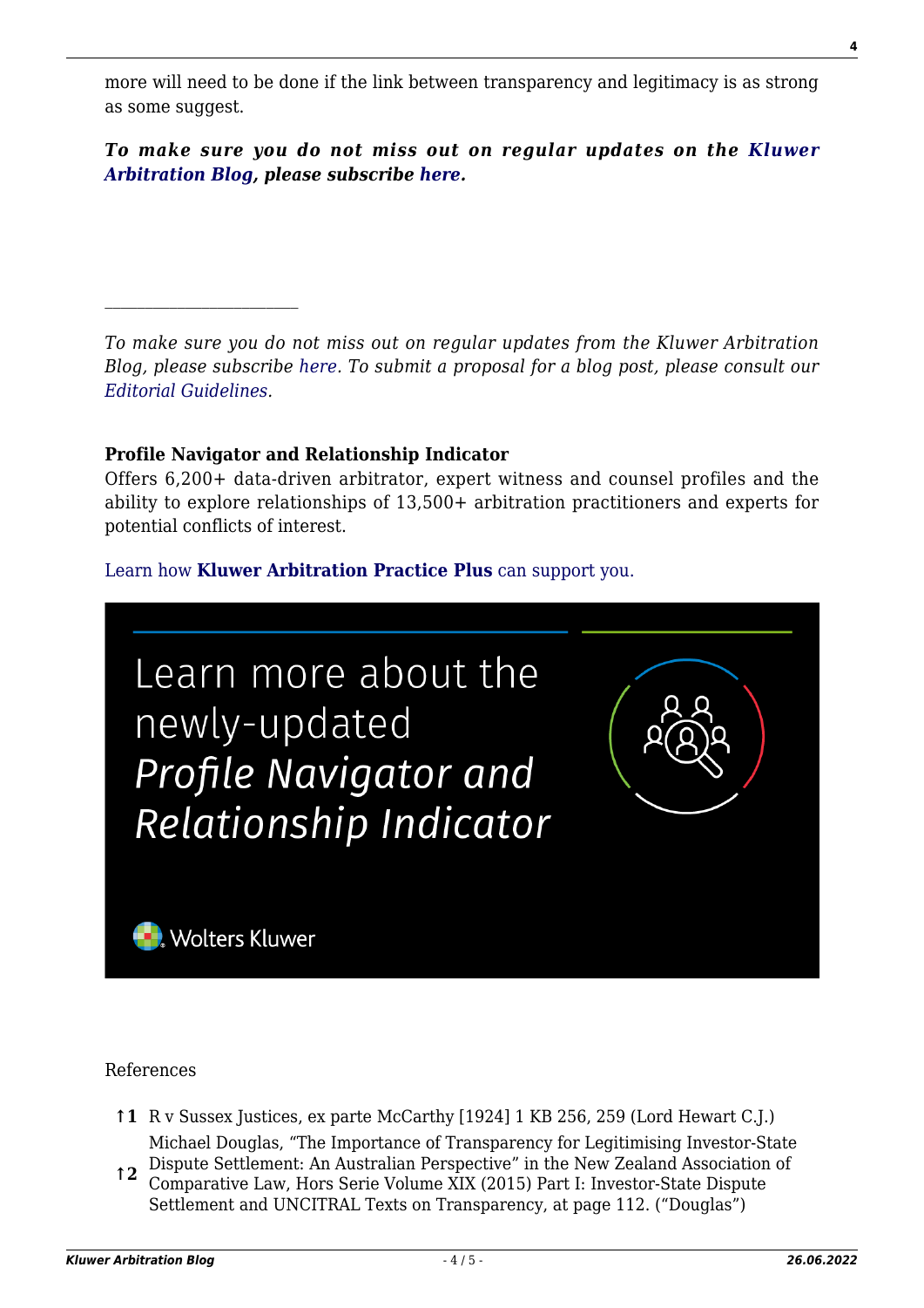more will need to be done if the link between transparency and legitimacy is as strong as some suggest.

***To make sure you do not miss out on regular updates on the Kluwer Arbitration Blog, please subscribe here.***

---

*To make sure you do not miss out on regular updates from the Kluwer Arbitration Blog, please subscribe here. To submit a proposal for a blog post, please consult our Editorial Guidelines.*

**Profile Navigator and Relationship Indicator**
Offers 6,200+ data-driven arbitrator, expert witness and counsel profiles and the ability to explore relationships of 13,500+ arbitration practitioners and experts for potential conflicts of interest.

Learn how **Kluwer Arbitration Practice Plus** can support you.

Learn more about the newly-updated *Profile Navigator and Relationship Indicator*

Wolters Kluwer

References

↑1 R v Sussex Justices, ex parte McCarthy [1924] 1 KB 256, 259 (Lord Hewart C.J.)

↑2 Michael Douglas, "The Importance of Transparency for Legitimising Investor-State Dispute Settlement: An Australian Perspective" in the New Zealand Association of Comparative Law, Hors Serie Volume XIX (2015) Part I: Investor-State Dispute Settlement and UNCITRAL Texts on Transparency, at page 112. ("Douglas")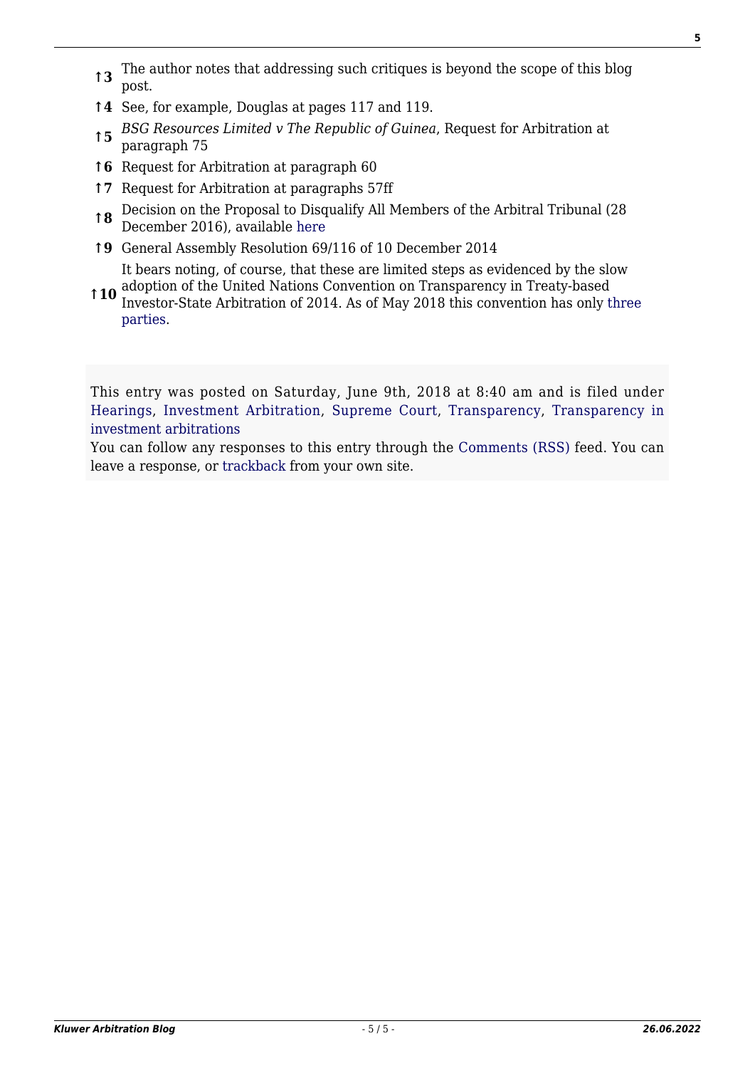↑3 The author notes that addressing such critiques is beyond the scope of this blog post.

↑4 See, for example, Douglas at pages 117 and 119.

↑5 *BSG Resources Limited v The Republic of Guinea*, Request for Arbitration at paragraph 75

↑6 Request for Arbitration at paragraph 60

↑7 Request for Arbitration at paragraphs 57ff

↑8 Decision on the Proposal to Disqualify All Members of the Arbitral Tribunal (28 December 2016), available here

↑9 General Assembly Resolution 69/116 of 10 December 2014

↑10 It bears noting, of course, that these are limited steps as evidenced by the slow adoption of the United Nations Convention on Transparency in Treaty-based Investor-State Arbitration of 2014. As of May 2018 this convention has only three parties.

This entry was posted on Saturday, June 9th, 2018 at 8:40 am and is filed under Hearings, Investment Arbitration, Supreme Court, Transparency, Transparency in investment arbitrations

You can follow any responses to this entry through the Comments (RSS) feed. You can leave a response, or trackback from your own site.